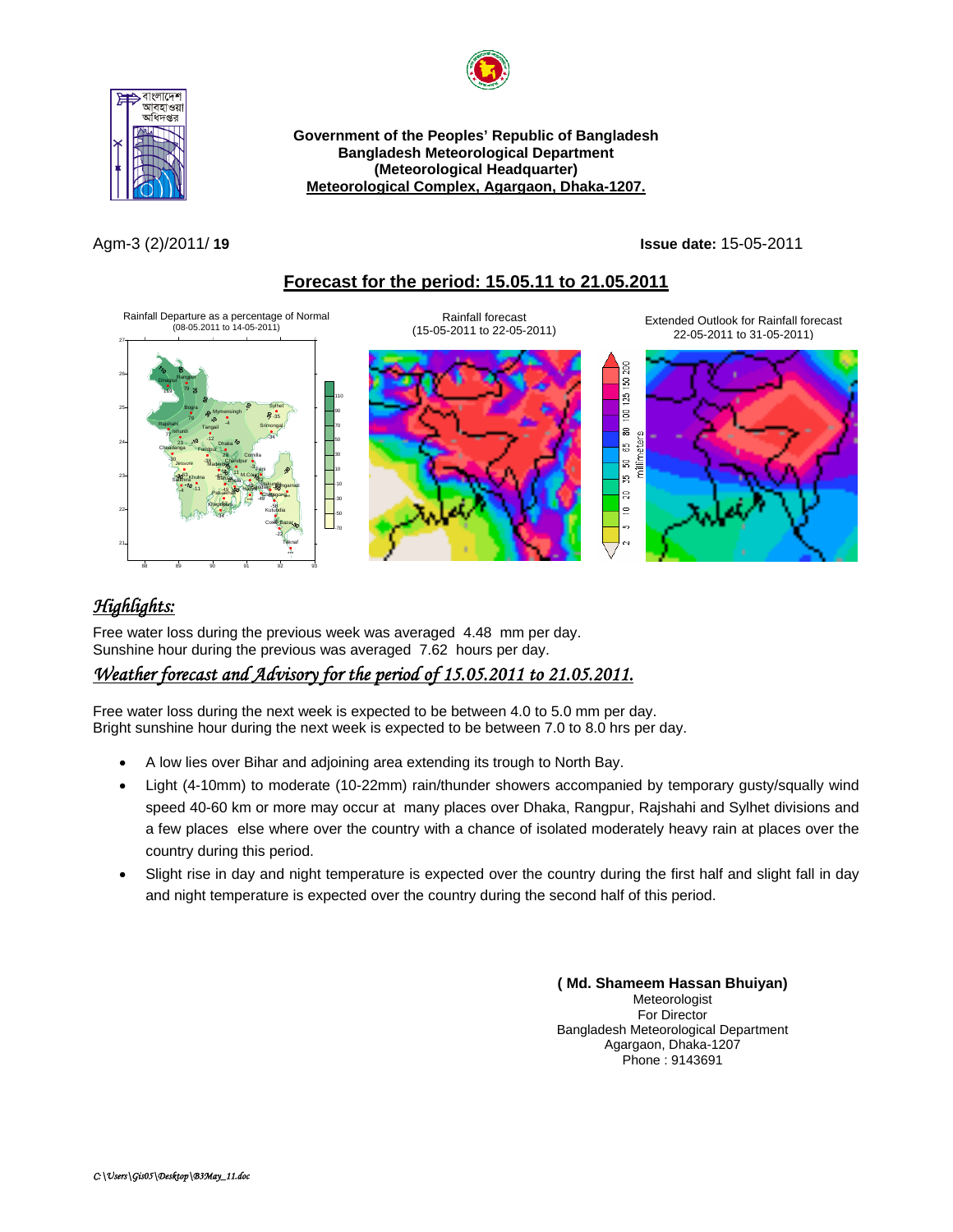**Government of the Peoples' Republic of Bangladesh**
**Bangladesh Meteorological Department**
**(Meteorological Headquarter)**
**Meteorological Complex, Agargaon, Dhaka-1207.**

Agm-3 (2)/2011/ **19**

**Issue date:** 15-05-2011

## Forecast for the period: 15.05.11 to 21.05.2011

Rainfall Departure as a percentage of Normal (08-05.2011 to 14-05-2011)

Rainfall forecast (15-05-2011 to 22-05-2011)

Extended Outlook for Rainfall forecast 22-05-2011 to 31-05-2011)

## *Highlights:*

Free water loss during the previous week was averaged 4.48 mm per day.
Sunshine hour during the previous week was averaged 7.62 hours per day.

### *Weather forecast and Advisory for the period of 15.05.2011 to 21.05.2011.*

Free water loss during the next week is expected to be between 4.0 to 5.0 mm per day.
Bright sunshine hour during the next week is expected to be between 7.0 to 8.0 hrs per day.

- A low lies over Bihar and adjoining area extending its trough to North Bay.
- Light (4-10mm) to moderate (10-22mm) rain/thunder showers accompanied by temporary gusty/squally wind speed 40-60 km or more may occur at many places over Dhaka, Rangpur, Rajshahi and Sylhet divisions and a few places else where over the country with a chance of isolated moderately heavy rain at places over the country during this period.
- Slight rise in day and night temperature is expected over the country during the first half and slight fall in day and night temperature is expected over the country during the second half of this period.

**( Md. Shameem Hassan Bhuiyan)**
Meteorologist
For Director
Bangladesh Meteorological Department
Agargaon, Dhaka-1207
Phone : 9143691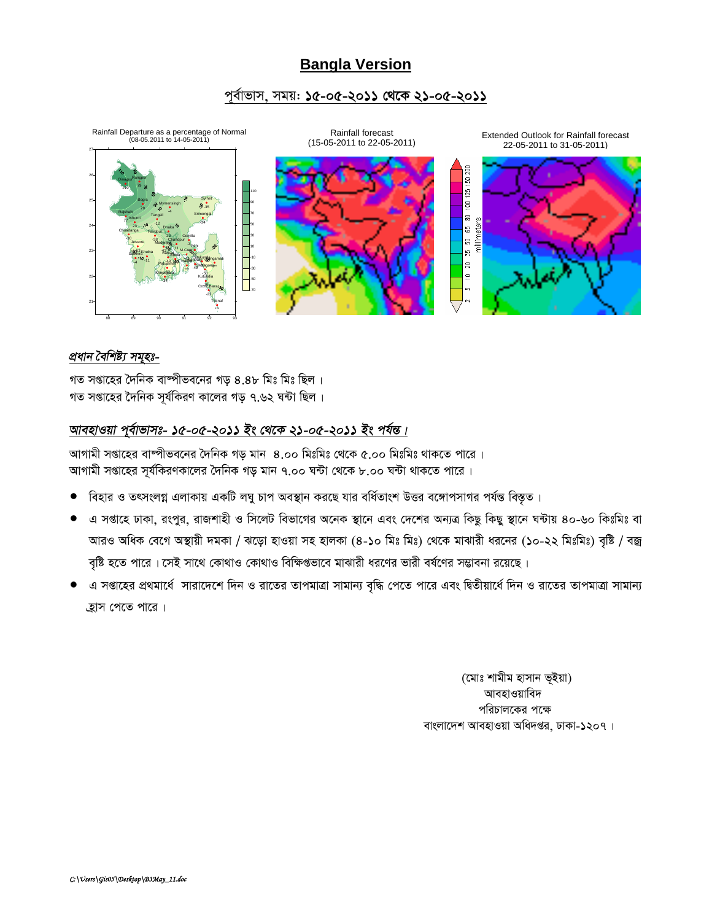# Bangla Version

## পূর্বাভাস, সময়: **১৫-০৫-২০১১ থেকে ২১-০৫-২০১১**

Rainfall Departure as a percentage of Normal (08-05.2011 to 14-05-2011)

Rainfall forecast (15-05-2011 to 22-05-2011)

Extended Outlook for Rainfall forecast 22-05-2011 to 31-05-2011)

### *প্রধান বৈশিষ্ট্য সমূহঃ-*

গত সপ্তাহের দৈনিক বাষ্পীভবনের গড় ৪.৪৮ মিঃ মিঃ ছিল ।
গত সপ্তাহের দৈনিক সূর্যকিরণ কালের গড় ৭.৬২ ঘন্টা ছিল ।

### *আবহাওয়া পূর্বাভাসঃ- ১৫-০৫-২০১১ ইং থেকে ২১-০৫-২০১১ ইং পর্যন্ত।*

আগামী সপ্তাহের বাষ্পীভবনের দৈনিক গড় মান ৪.০০ মিঃমিঃ থেকে ৫.০০ মিঃমিঃ থাকতে পারে ।
আগামী সপ্তাহের সূর্যকিরণকালের দৈনিক গড় মান ৭.০০ ঘন্টা থেকে ৮.০০ ঘন্টা থাকতে পারে ।

- বিহার ও তৎসংলগ্ন এলাকায় একটি লঘু চাপ অবস্থান করছে যার বর্ধিতাংশ উত্তর বঙ্গোপসাগর পর্যন্ত বিস্তৃত ।
- এ সপ্তাহে ঢাকা, রংপুর, রাজশাহী ও সিলেট বিভাগের অনেক স্থানে এবং দেশের অন্যত্র কিছু কিছু স্থানে ঘন্টায় ৪০-৬০ কিঃমিঃ বা আরও অধিক বেগে অস্থায়ী দমকা / ঝড়ো হাওয়া সহ হালকা (৪-১০ মিঃ মিঃ) থেকে মাঝারী ধরনের (১০-২২ মিঃমিঃ) বৃষ্টি / বজ্র বৃষ্টি হতে পারে । সেই সাথে কোথাও কোথাও বিক্ষিপ্তভাবে মাঝারী ধরণের ভারী বর্ষণের সম্ভাবনা রয়েছে ।
- এ সপ্তাহের প্রথমার্ধে সারাদেশে দিন ও রাতের তাপমাত্রা সামান্য বৃদ্ধি পেতে পারে এবং দ্বিতীয়ার্ধে দিন ও রাতের তাপমাত্রা সামান্য হ্রাস পেতে পারে ।

(মোঃ শামীম হাসান ভূইয়া)
আবহাওয়াবিদ
পরিচালকের পক্ষে
বাংলাদেশ আবহাওয়া অধিদপ্তর, ঢাকা-১২০৭ ।

*C:\Users\Gis05\Desktop\B3May_11.doc*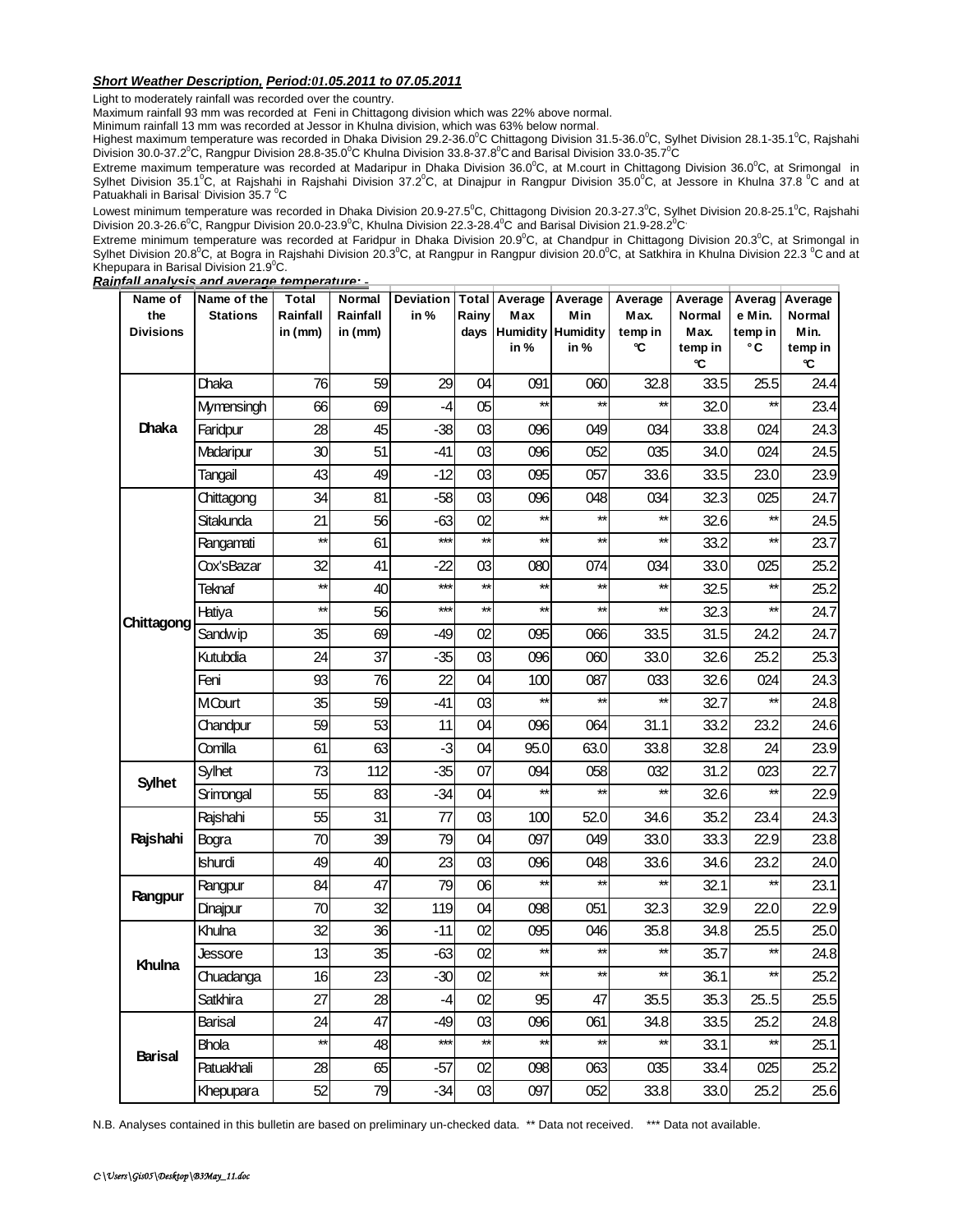***Short Weather Description, Period:01.05.2011 to 07.05.2011***

Light to moderately rainfall was recorded over the country.

Maximum rainfall 93 mm was recorded at Feni in Chittagong division which was 22% above normal.

Minimum rainfall 13 mm was recorded at Jessor in Khulna division, which was 63% below normal.

Highest maximum temperature was recorded in Dhaka Division 29.2-36.0$^0$C Chittagong Division 31.5-36.0$^0$C, Sylhet Division 28.1-35.1$^0$C, Rajshahi Division 30.0-37.2$^0$C, Rangpur Division 28.8-35.0$^0$C Khulna Division 33.8-37.8$^0$C and Barisal Division 33.0-35.7$^0$C

Extreme maximum temperature was recorded at Madaripur in Dhaka Division 36.0$^0$C, at M.court in Chittagong Division 36.0$^0$C, at Srimongal in Sylhet Division 35.1$^0$C, at Rajshahi in Rajshahi Division 37.2$^0$C, at Dinajpur in Rangpur Division 35.0$^0$C, at Jessore in Khulna 37.8 $^0$C and at Patuakhali in Barisal Division 35.7 $^0$C

Lowest minimum temperature was recorded in Dhaka Division 20.9-27.5$^0$C, Chittagong Division 20.3-27.3$^0$C, Sylhet Division 20.8-25.1$^0$C, Rajshahi Division 20.3-26.6$^0$C, Rangpur Division 20.0-23.9$^0$C, Khulna Division 22.3-28.4$^0$C and Barisal Division 21.9-28.2$^0$C.

Extreme minimum temperature was recorded at Faridpur in Dhaka Division 20.9$^0$C, at Chandpur in Chittagong Division 20.3$^0$C, at Srimongal in Sylhet Division 20.8$^0$C, at Bogra in Rajshahi Division 20.3$^0$C, at Rangpur in Rangpur division 20.0$^0$C, at Satkhira in Khulna Division 22.3 $^0$C and at Khepupara in Barisal Division 21.9$^0$C.

***Rainfall analysis and average temperature: -***

| Name of the Divisions | Name of the Stations | Total Rainfall in (mm) | Normal Rainfall in (mm) | Deviation in % | Total Rainy days | Average Max Humidity in % | Average Min Humidity in % | Average Max. temp in °C | Average Normal Max. temp in °C | Average Min. temp in °C | Average Normal Min. temp in °C |
|---|---|---|---|---|---|---|---|---|---|---|---|
| Dhaka | Dhaka | 76 | 59 | 29 | 04 | 091 | 060 | 32.8 | 33.5 | 25.5 | 24.4 |
| | Mymensingh | 66 | 69 | -4 | 05 | ** | ** | ** | 32.0 | ** | 23.4 |
| | Faridpur | 28 | 45 | -38 | 03 | 096 | 049 | 034 | 33.8 | 024 | 24.3 |
| | Madaripur | 30 | 51 | -41 | 03 | 096 | 052 | 035 | 34.0 | 024 | 24.5 |
| | Tangail | 43 | 49 | -12 | 03 | 095 | 057 | 33.6 | 33.5 | 23.0 | 23.9 |
| Chittagong | Chittagong | 34 | 81 | -58 | 03 | 096 | 048 | 034 | 32.3 | 025 | 24.7 |
| | Sitakunda | 21 | 56 | -63 | 02 | ** | ** | ** | 32.6 | ** | 24.5 |
| | Rangamati | ** | 61 | *** | ** | ** | ** | ** | 33.2 | ** | 23.7 |
| | Cox'sBazar | 32 | 41 | -22 | 03 | 080 | 074 | 034 | 33.0 | 025 | 25.2 |
| | Teknaf | ** | 40 | *** | ** | ** | ** | ** | 32.5 | ** | 25.2 |
| | Hatiya | ** | 56 | *** | ** | ** | ** | ** | 32.3 | ** | 24.7 |
| | Sandwip | 35 | 69 | -49 | 02 | 095 | 066 | 33.5 | 31.5 | 24.2 | 24.7 |
| | Kutubdia | 24 | 37 | -35 | 03 | 096 | 060 | 33.0 | 32.6 | 25.2 | 25.3 |
| | Feni | 93 | 76 | 22 | 04 | 100 | 087 | 033 | 32.6 | 024 | 24.3 |
| | M.Court | 35 | 59 | -41 | 03 | ** | ** | ** | 32.7 | ** | 24.8 |
| | Chandpur | 59 | 53 | 11 | 04 | 096 | 064 | 31.1 | 33.2 | 23.2 | 24.6 |
| | Comilla | 61 | 63 | -3 | 04 | 95.0 | 63.0 | 33.8 | 32.8 | 24 | 23.9 |
| Sylhet | Sylhet | 73 | 112 | -35 | 07 | 094 | 058 | 032 | 31.2 | 023 | 22.7 |
| | Srimongal | 55 | 83 | -34 | 04 | ** | ** | ** | 32.6 | ** | 22.9 |
| Rajshahi | Rajshahi | 55 | 31 | 77 | 03 | 100 | 52.0 | 34.6 | 35.2 | 23.4 | 24.3 |
| | Bogra | 70 | 39 | 79 | 04 | 097 | 049 | 33.0 | 33.3 | 22.9 | 23.8 |
| | Ishurdi | 49 | 40 | 23 | 03 | 096 | 048 | 33.6 | 34.6 | 23.2 | 24.0 |
| Rangpur | Rangpur | 84 | 47 | 79 | 06 | ** | ** | ** | 32.1 | ** | 23.1 |
| | Dinajpur | 70 | 32 | 119 | 04 | 098 | 051 | 32.3 | 32.9 | 22.0 | 22.9 |
| Khulna | Khulna | 32 | 36 | -11 | 02 | 095 | 046 | 35.8 | 34.8 | 25.5 | 25.0 |
| | Jessore | 13 | 35 | -63 | 02 | ** | ** | ** | 35.7 | ** | 24.8 |
| | Chuadanga | 16 | 23 | -30 | 02 | ** | ** | ** | 36.1 | ** | 25.2 |
| | Satkhira | 27 | 28 | -4 | 02 | 95 | 47 | 35.5 | 35.3 | 25..5 | 25.5 |
| Barisal | Barisal | 24 | 47 | -49 | 03 | 096 | 061 | 34.8 | 33.5 | 25.2 | 24.8 |
| | Bhola | ** | 48 | *** | ** | ** | ** | ** | 33.1 | ** | 25.1 |
| | Patuakhali | 28 | 65 | -57 | 02 | 098 | 063 | 035 | 33.4 | 025 | 25.2 |
| | Khepupara | 52 | 79 | -34 | 03 | 097 | 052 | 33.8 | 33.0 | 25.2 | 25.6 |

N.B. Analyses contained in this bulletin are based on preliminary un-checked data. ** Data not received. *** Data not available.

*C:\Users\Gis05\Desktop\B3May_11.doc*